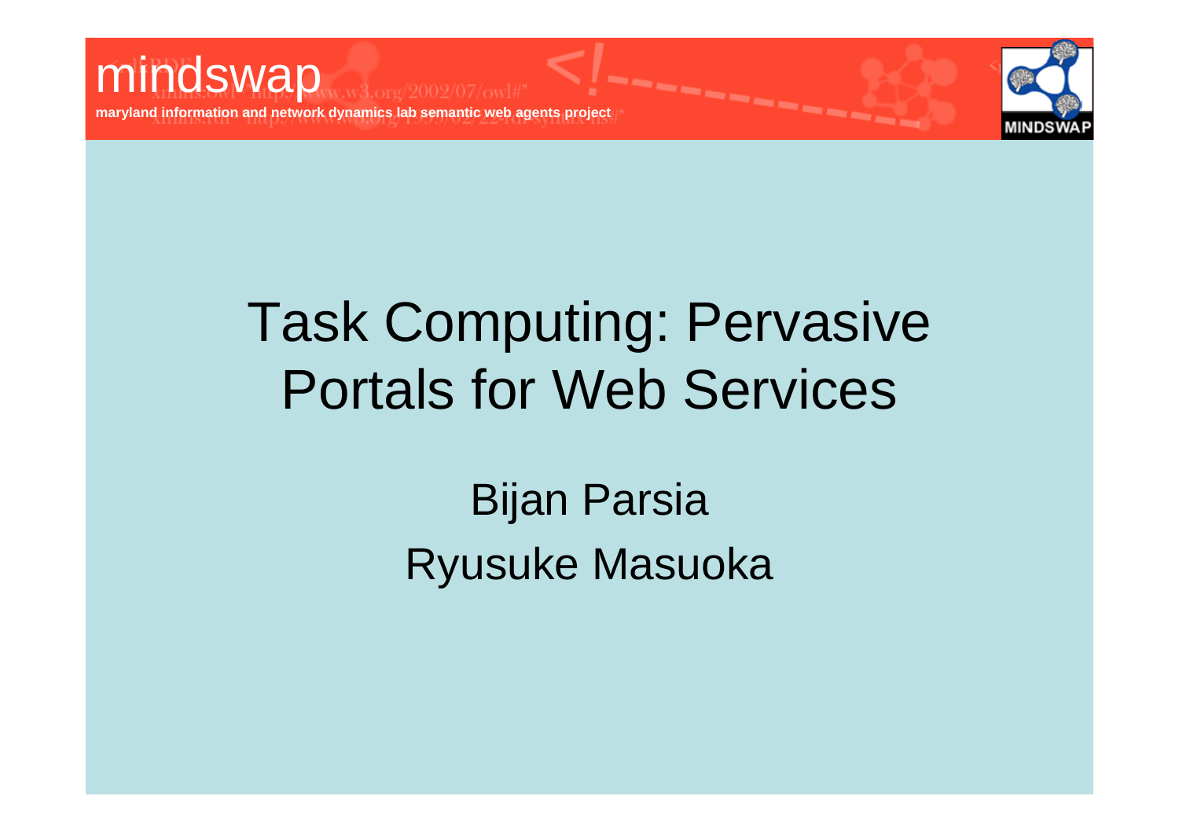mindswap

**maryland information and network dynamics lab semantic web agents project**

# Task Computing: Pervasive Portals for Web Services

Bijan Parsia

Ryusuke Masuoka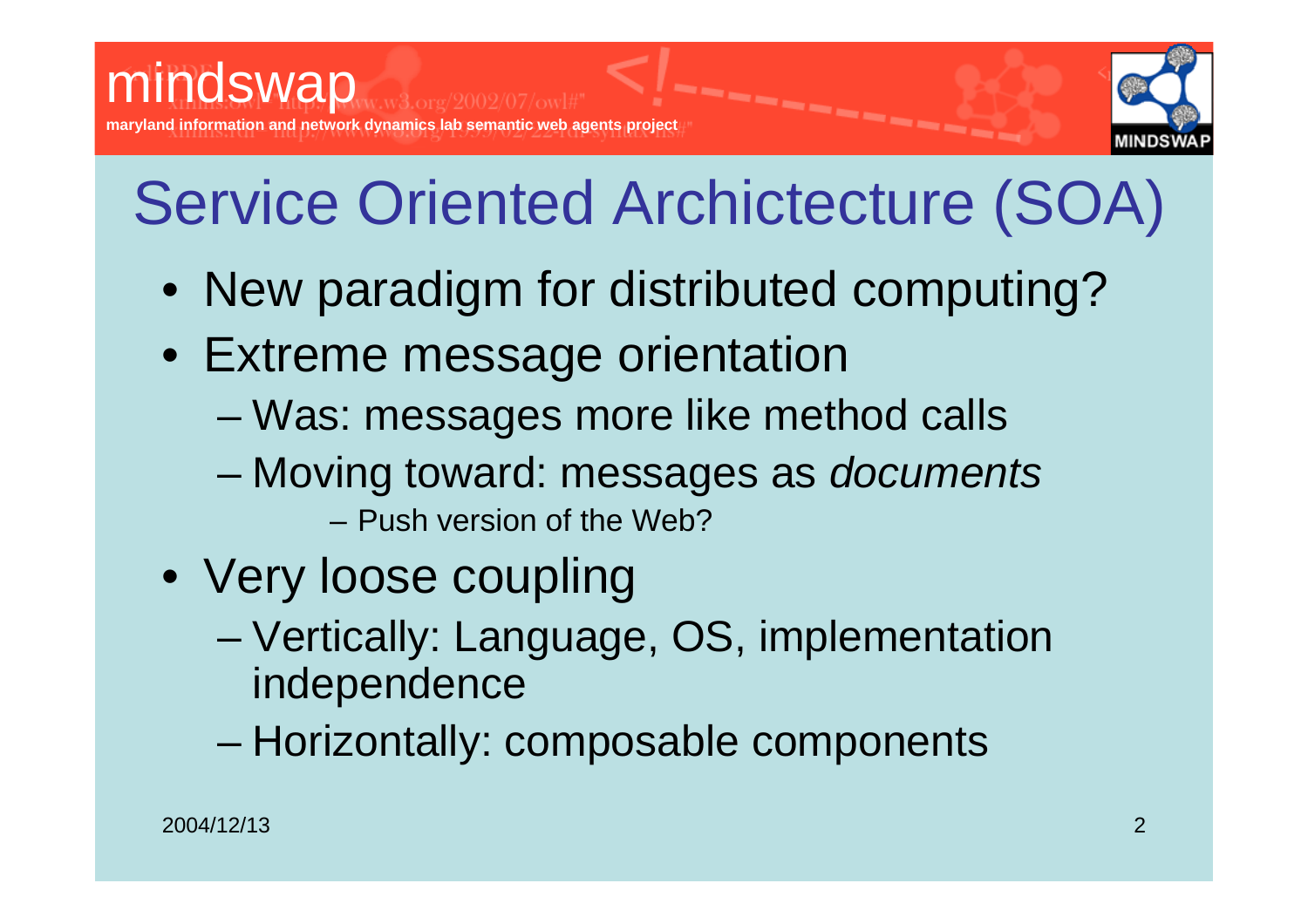# Service Oriented Architecture (SOA)

- New paradigm for distributed computing?
- Extreme message orientation
  - Was: messages more like method calls
  - Moving toward: messages as *documents*
    - Push version of the Web?
- Very loose coupling
  - Vertically: Language, OS, implementation independence
  - Horizontally: composable components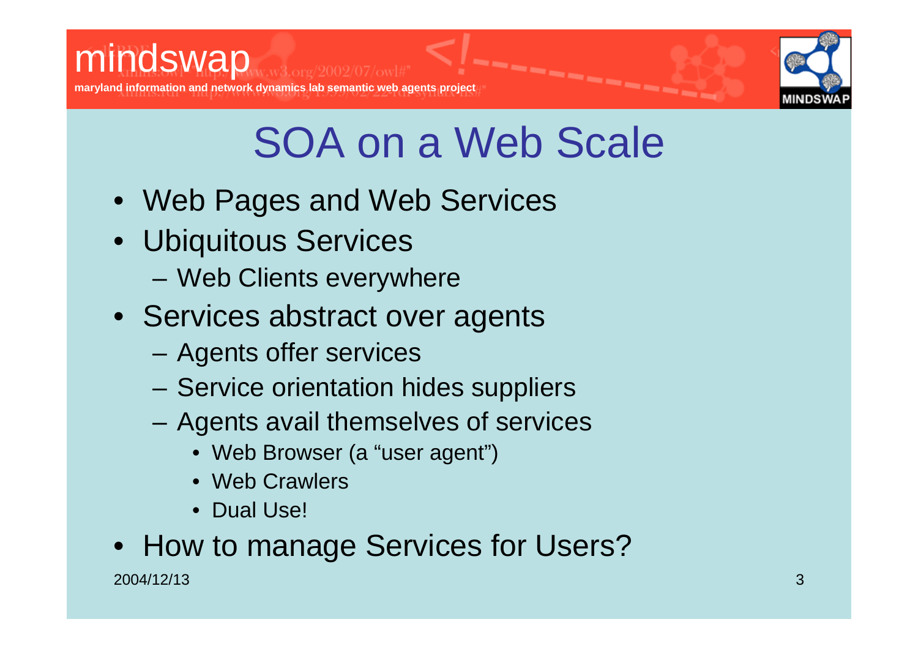# SOA on a Web Scale

- Web Pages and Web Services
- Ubiquitous Services
  - Web Clients everywhere
- Services abstract over agents
  - Agents offer services
  - Service orientation hides suppliers
  - Agents avail themselves of services
    - Web Browser (a "user agent")
    - Web Crawlers
    - Dual Use!
- How to manage Services for Users?

2004/12/13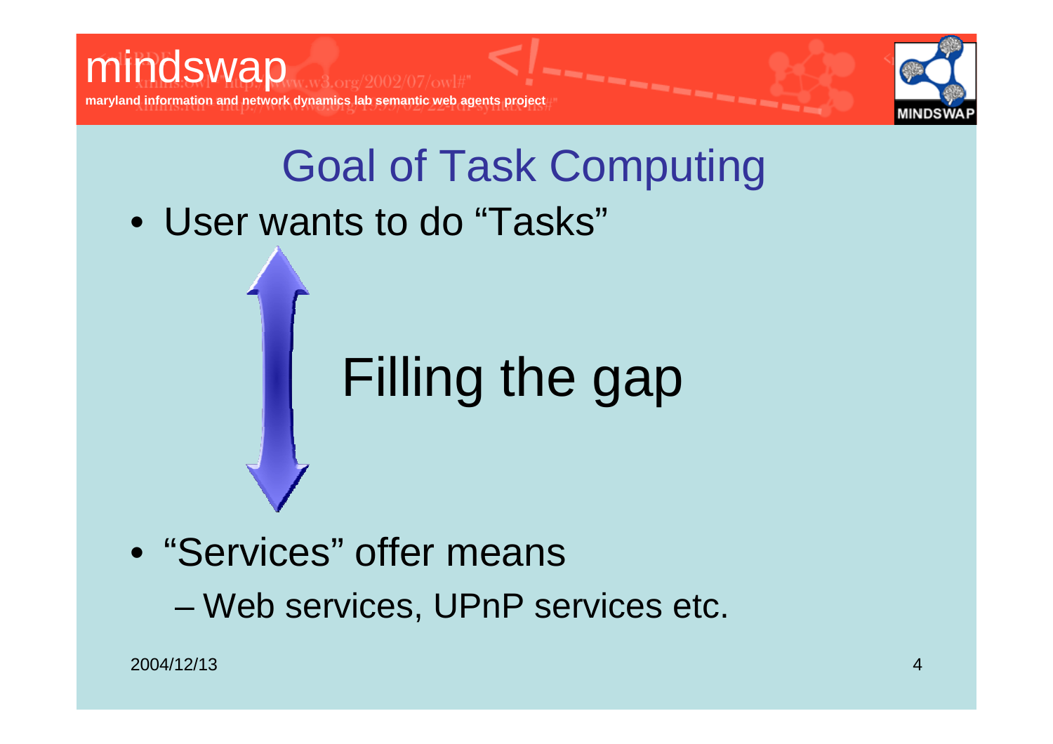# Goal of Task Computing

- User wants to do "Tasks"

Filling the gap

- "Services" offer means
  - Web services, UPnP services etc.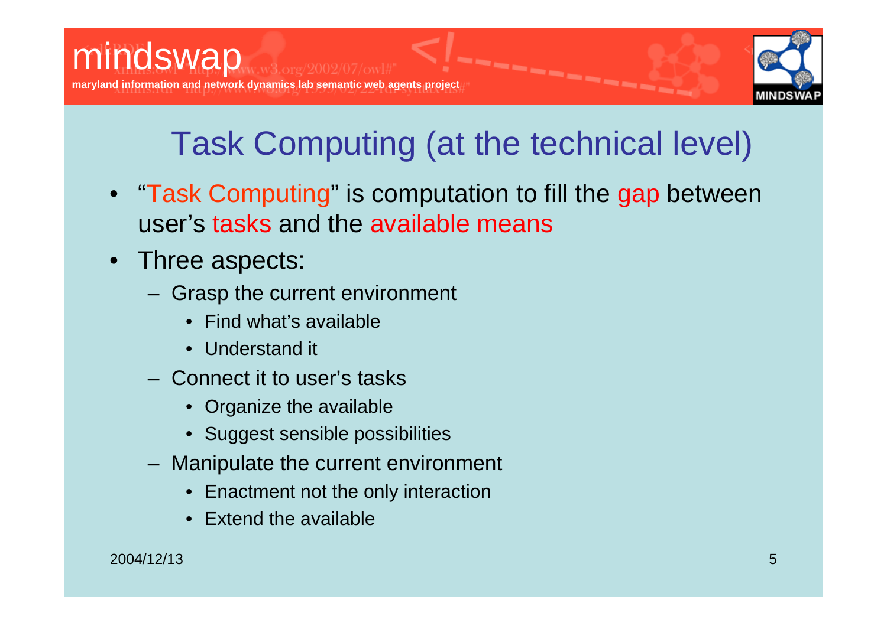# Task Computing (at the technical level)

- "Task Computing" is computation to fill the gap between user's tasks and the available means
- Three aspects:
  - Grasp the current environment
    - Find what's available
    - Understand it
  - Connect it to user's tasks
    - Organize the available
    - Suggest sensible possibilities
  - Manipulate the current environment
    - Enactment not the only interaction
    - Extend the available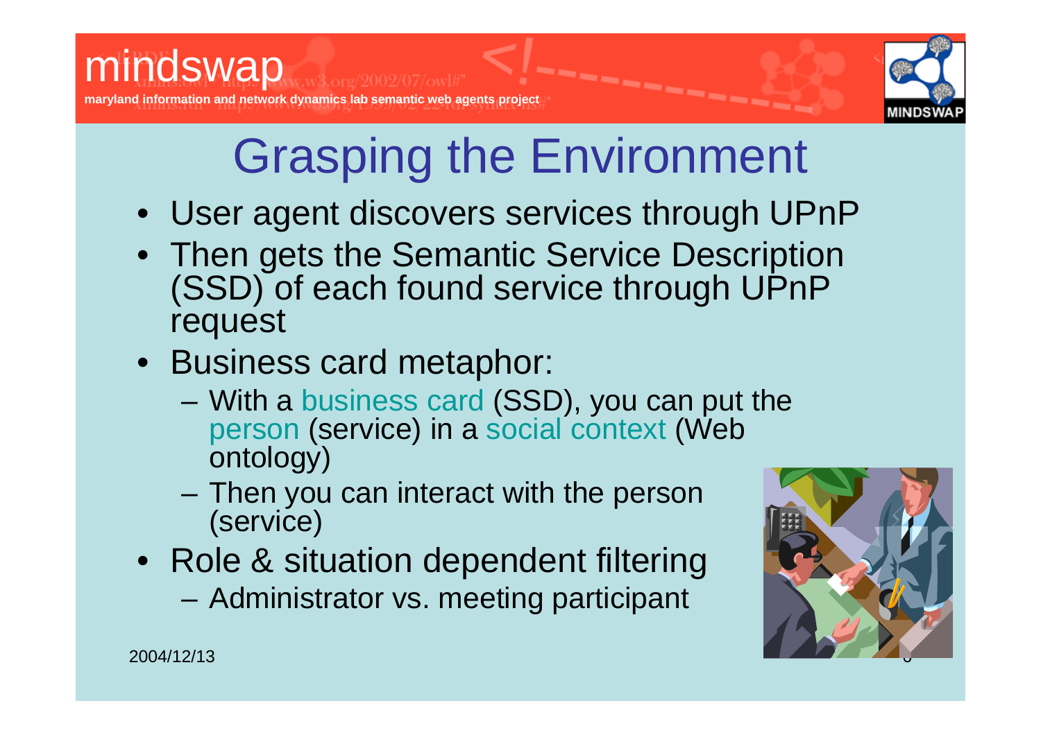# Grasping the Environment

- User agent discovers services through UPnP
- Then gets the Semantic Service Description (SSD) of each found service through UPnP request
- Business card metaphor:
  - With a business card (SSD), you can put the person (service) in a social context (Web ontology)
  - Then you can interact with the person (service)
- Role & situation dependent filtering
  - Administrator vs. meeting participant

2004/12/13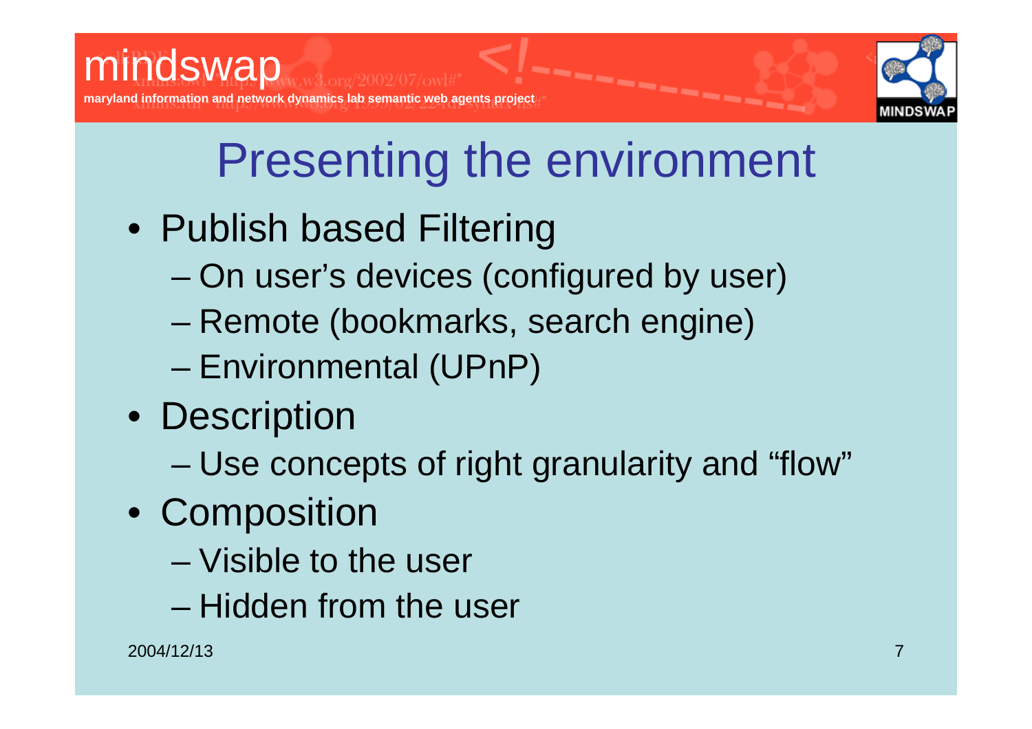# Presenting the environment

- Publish based Filtering
  - On user's devices (configured by user)
  - Remote (bookmarks, search engine)
  - Environmental (UPnP)
- Description
  - Use concepts of right granularity and "flow"
- Composition
  - Visible to the user
  - Hidden from the user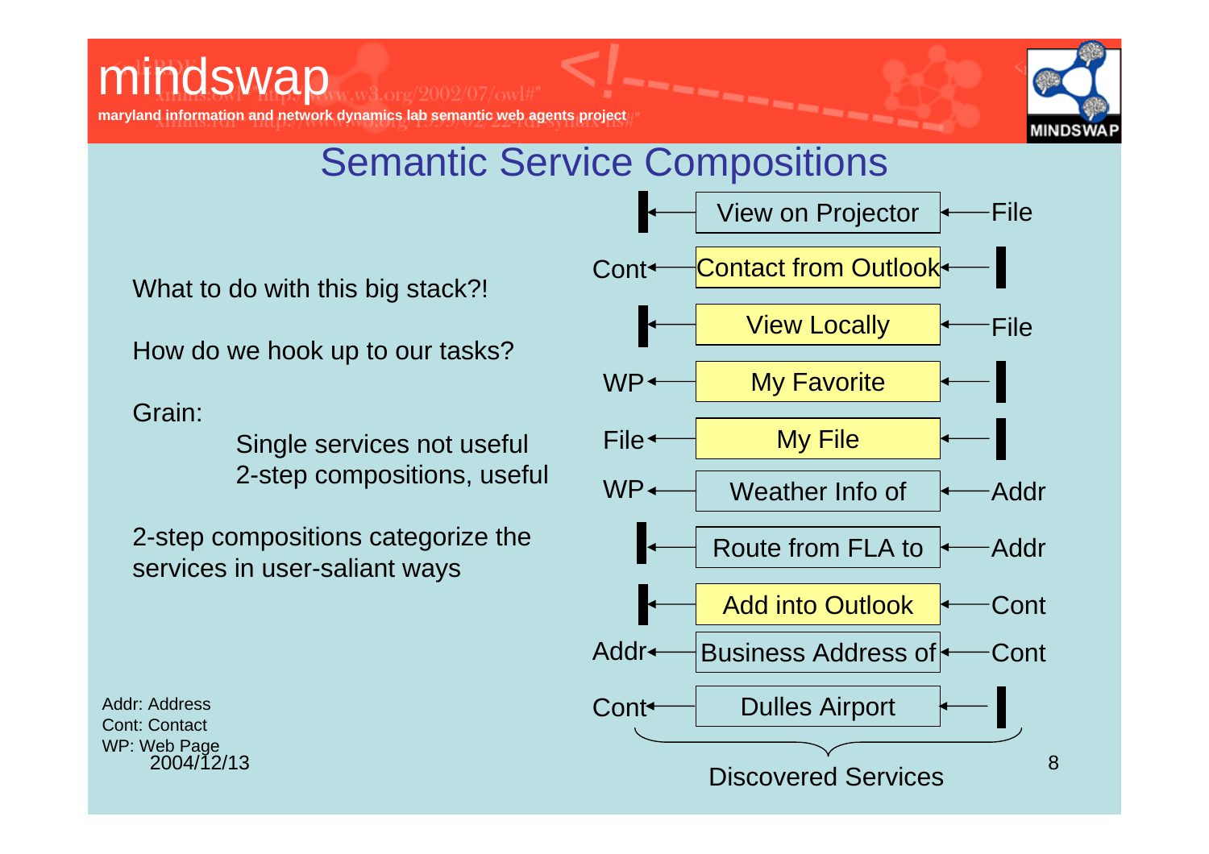# Semantic Service Compositions

What to do with this big stack?!

How do we hook up to our tasks?

Grain:

- Single services not useful
- 2-step compositions, useful

2-step compositions categorize the services in user-saliant ways

| Output | Service | Input |
|---|---|---|
| ▌ | View on Projector | File |
| Cont | Contact from Outlook | ▌ |
| ▌ | View Locally | File |
| WP | My Favorite | ▌ |
| File | My File | ▌ |
| WP | Weather Info of | Addr |
| ▌ | Route from FLA to | Addr |
| ▌ | Add into Outlook | Cont |
| Addr | Business Address of | Cont |
| Cont | Dulles Airport | ▌ |

Discovered Services

Addr: Address
Cont: Contact
WP: Web Page

2004/12/13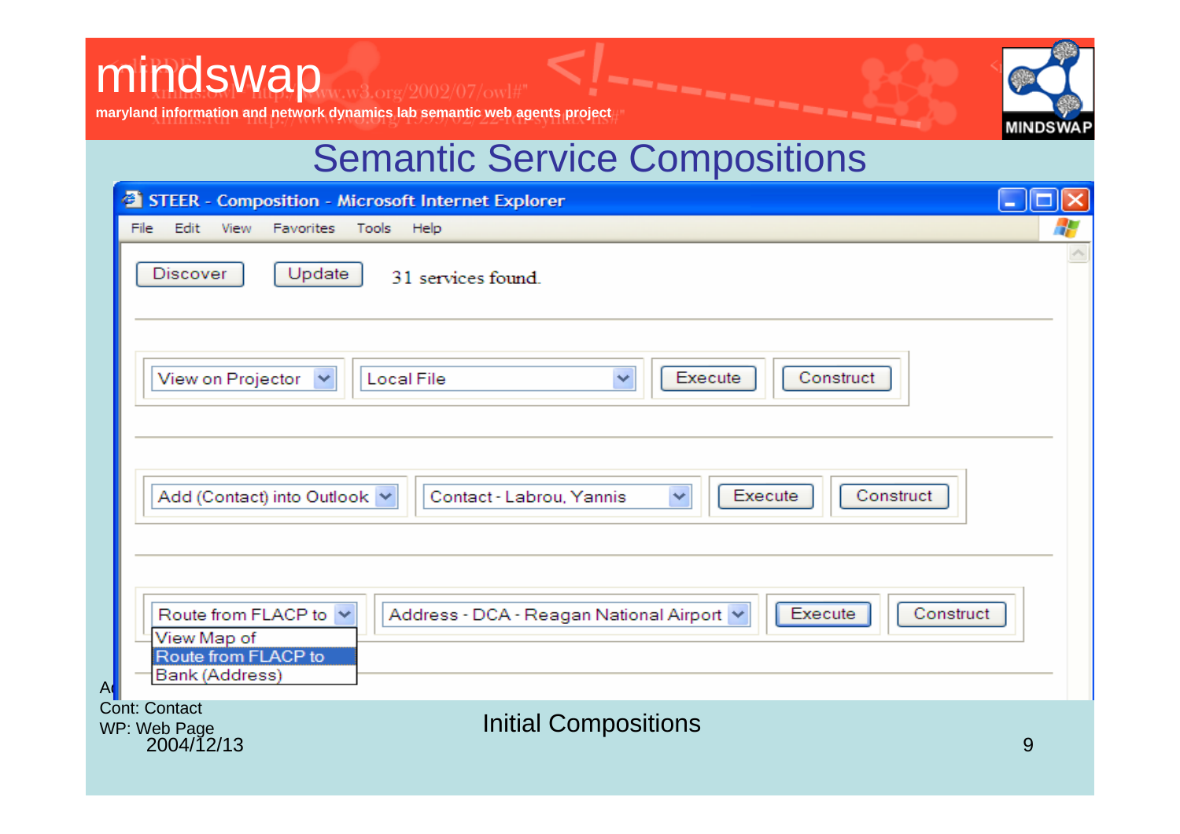# Semantic Service Compositions

STEER - Composition - Microsoft Internet Explorer

File Edit View Favorites Tools Help

Discover | Update | 31 services found.

View on Projector | Local File | Execute | Construct

Add (Contact) into Outlook | Contact - Labrou, Yannis | Execute | Construct

Route from FLACP to | Address - DCA - Reagan National Airport | Execute | Construct

- View Map of
- Route from FLACP to
- Bank (Address)

Ad

Cont: Contact

WP: Web Page

Initial Compositions

2004/12/13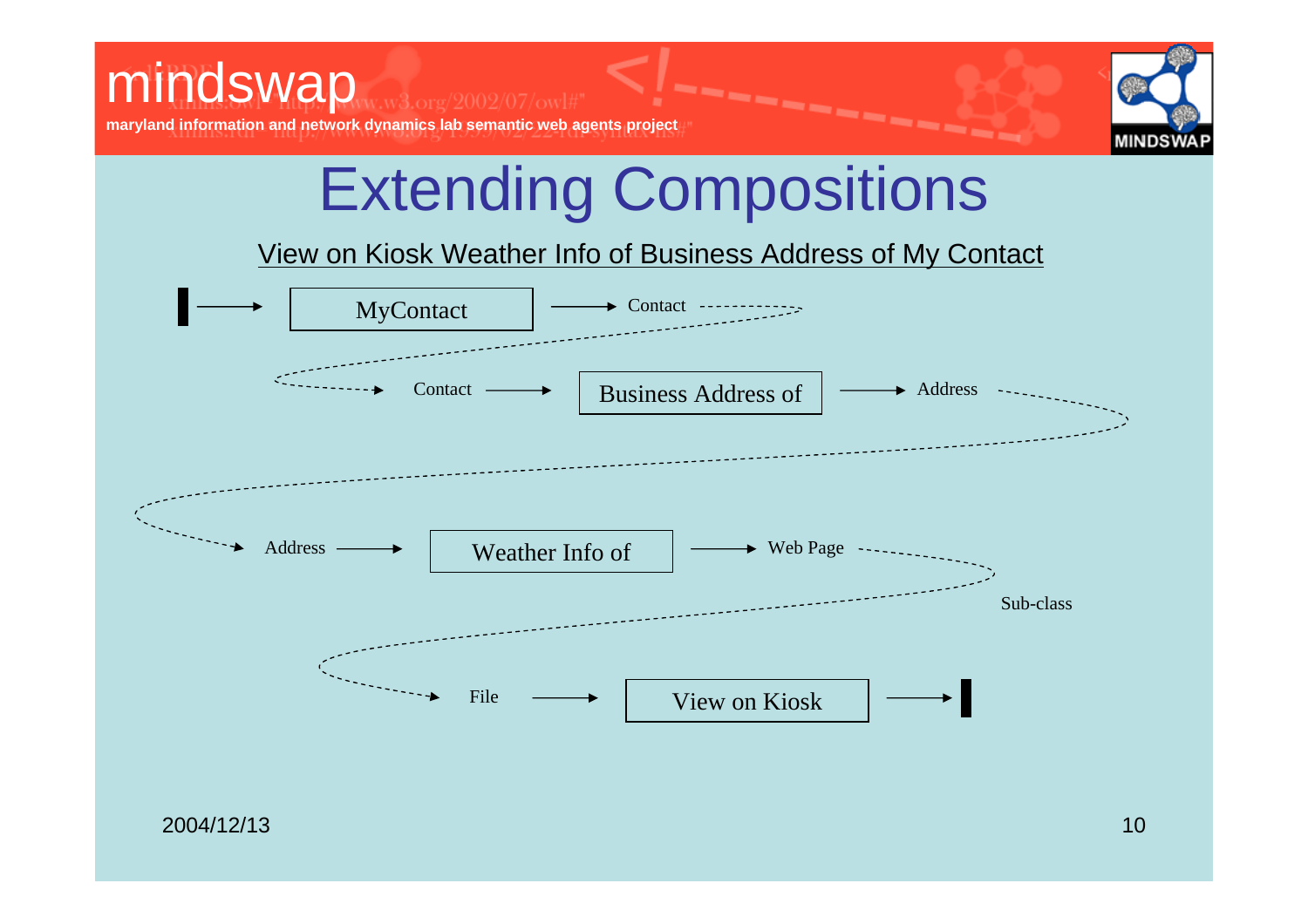# Extending Compositions

View on Kiosk Weather Info of Business Address of My Contact

MyContact → Contact

Contact → Business Address of → Address

Address → Weather Info of → Web Page

Sub-class

File → View on Kiosk

2004/12/13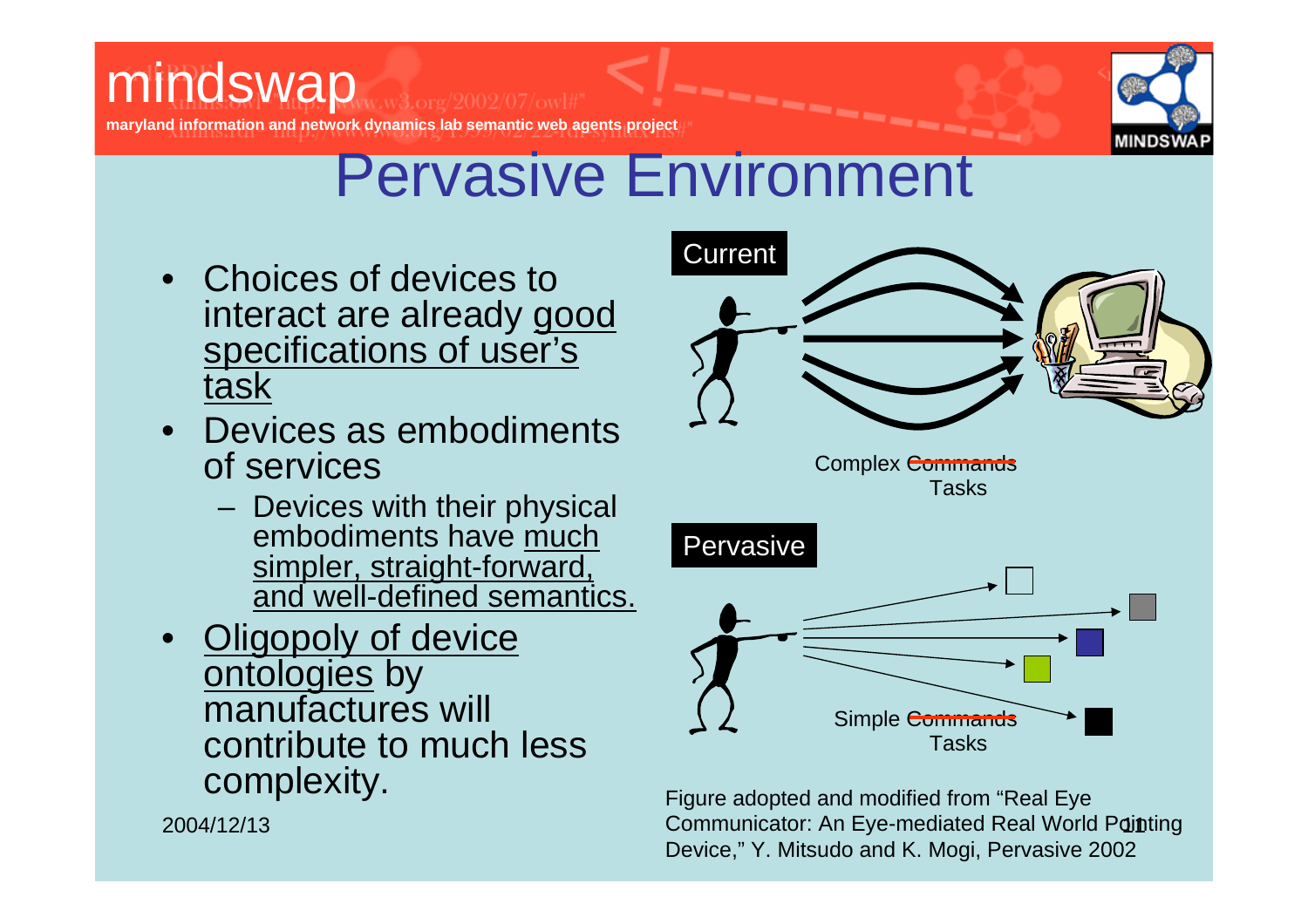# Pervasive Environment

- Choices of devices to interact are already good specifications of user's task
- Devices as embodiments of services
  - Devices with their physical embodiments have much simpler, straight-forward, and well-defined semantics.
- Oligopoly of device ontologies by manufactures will contribute to much less complexity.

Current

Complex ~~Commands~~ Tasks

Pervasive

Simple ~~Commands~~ Tasks

Figure adopted and modified from "Real Eye Communicator: An Eye-mediated Real World Pointing Device," Y. Mitsudo and K. Mogi, Pervasive 2002

2004/12/13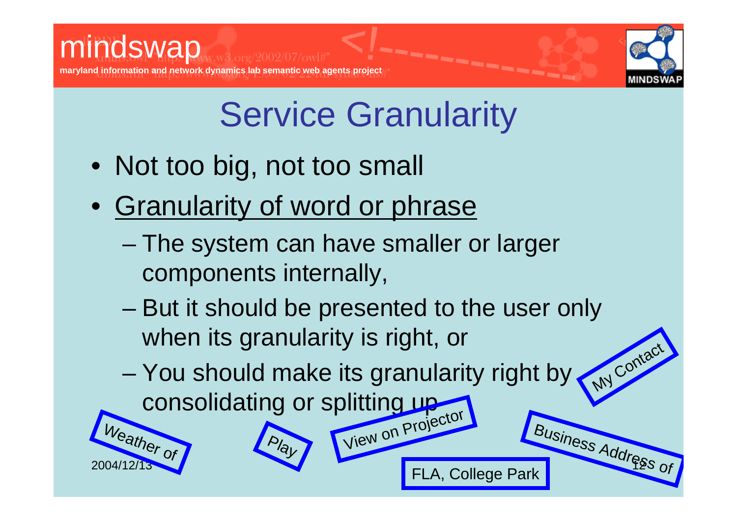# Service Granularity

- Not too big, not too small
- Granularity of word or phrase
  - The system can have smaller or larger components internally,
  - But it should be presented to the user only when its granularity is right, or
  - You should make its granularity right by consolidating or splitting up

My Contact

Weather of

Play

View on Projector

Business Address of

FLA, College Park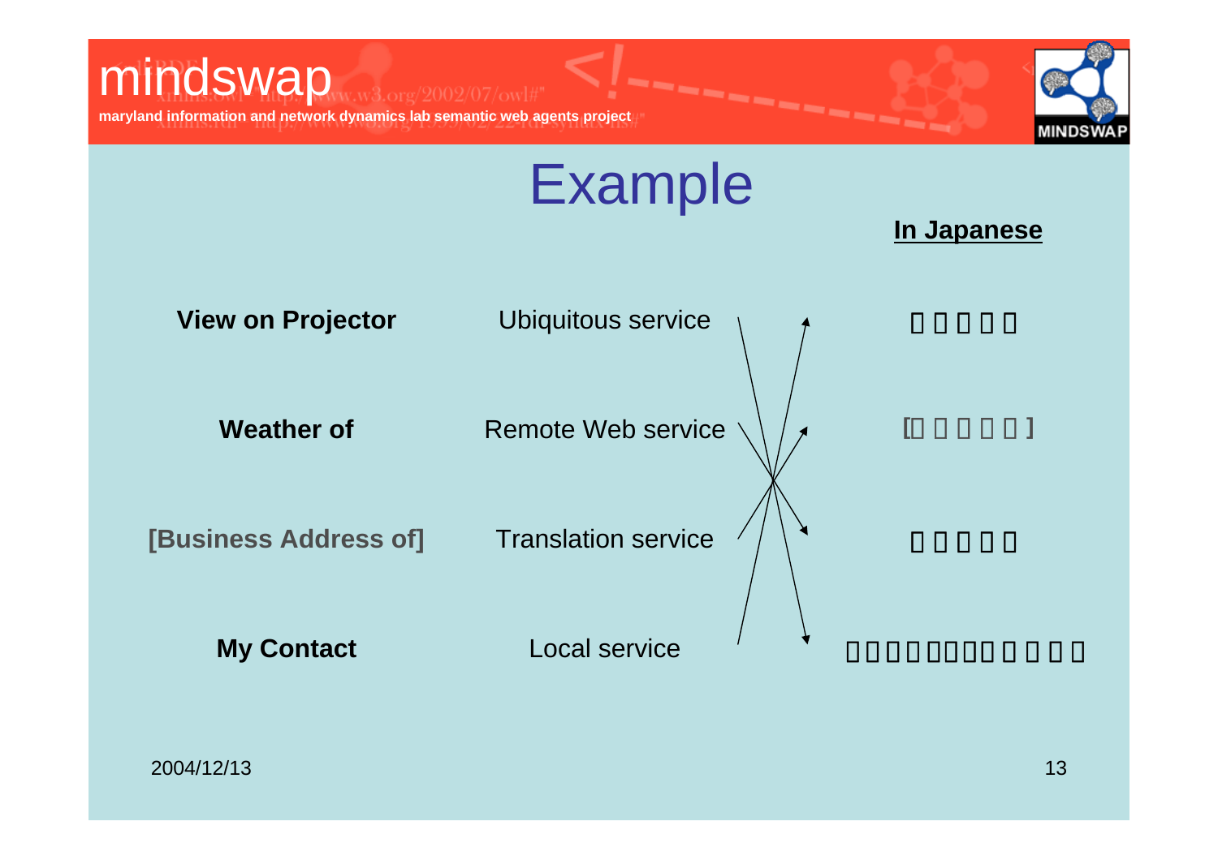# Example

**In Japanese**

| | | |
|---|---|---|
| **View on Projector** | Ubiquitous service | □□□□□ |
| **Weather of** | Remote Web service | [□□□□□] |
| **[Business Address of]** | Translation service | □□□□□ |
| **My Contact** | Local service | □□□□□□□□□□□□ |

2004/12/13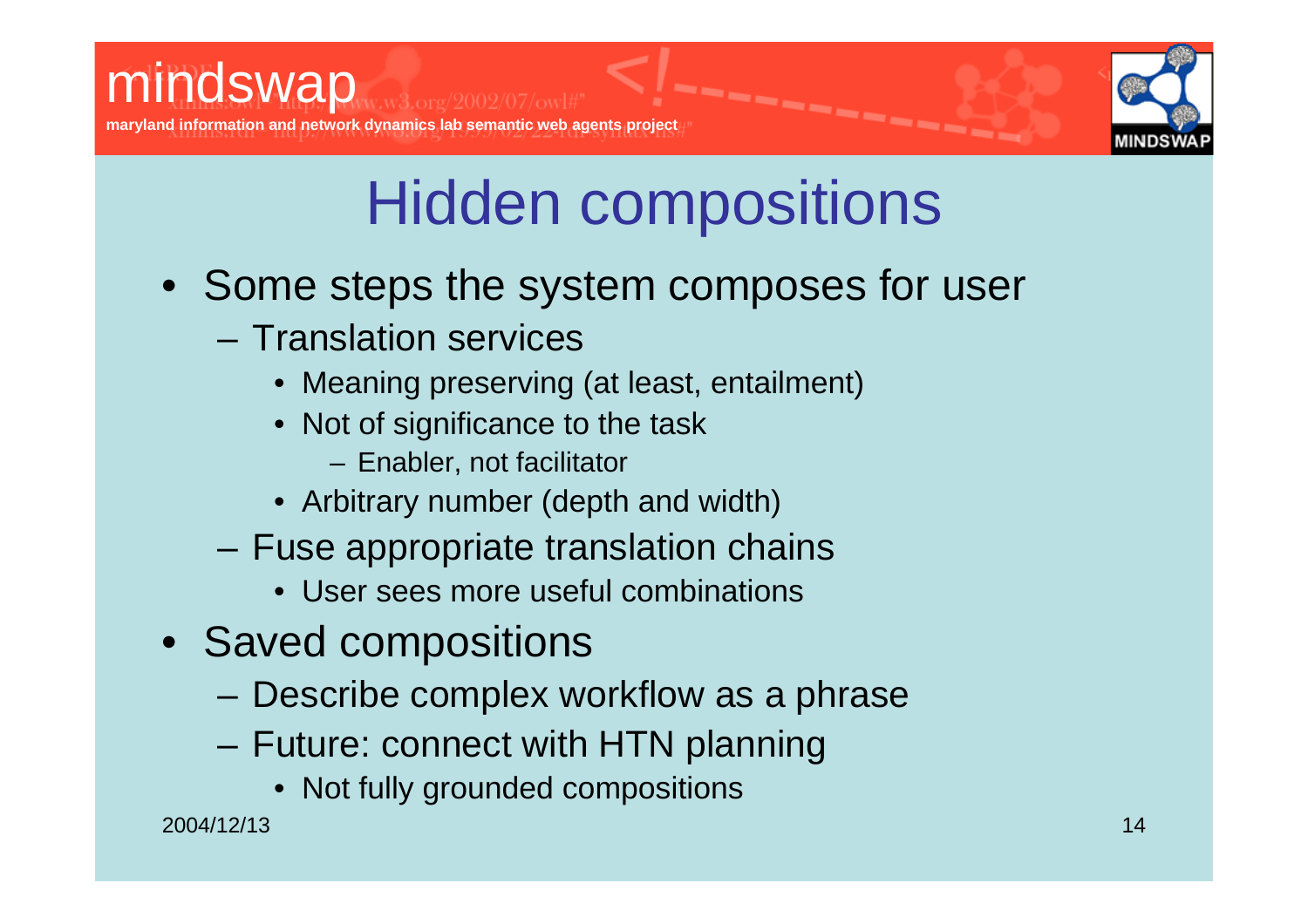# Hidden compositions

- Some steps the system composes for user
  - Translation services
    - Meaning preserving (at least, entailment)
    - Not of significance to the task
      - Enabler, not facilitator
    - Arbitrary number (depth and width)
  - Fuse appropriate translation chains
    - User sees more useful combinations
- Saved compositions
  - Describe complex workflow as a phrase
  - Future: connect with HTN planning
    - Not fully grounded compositions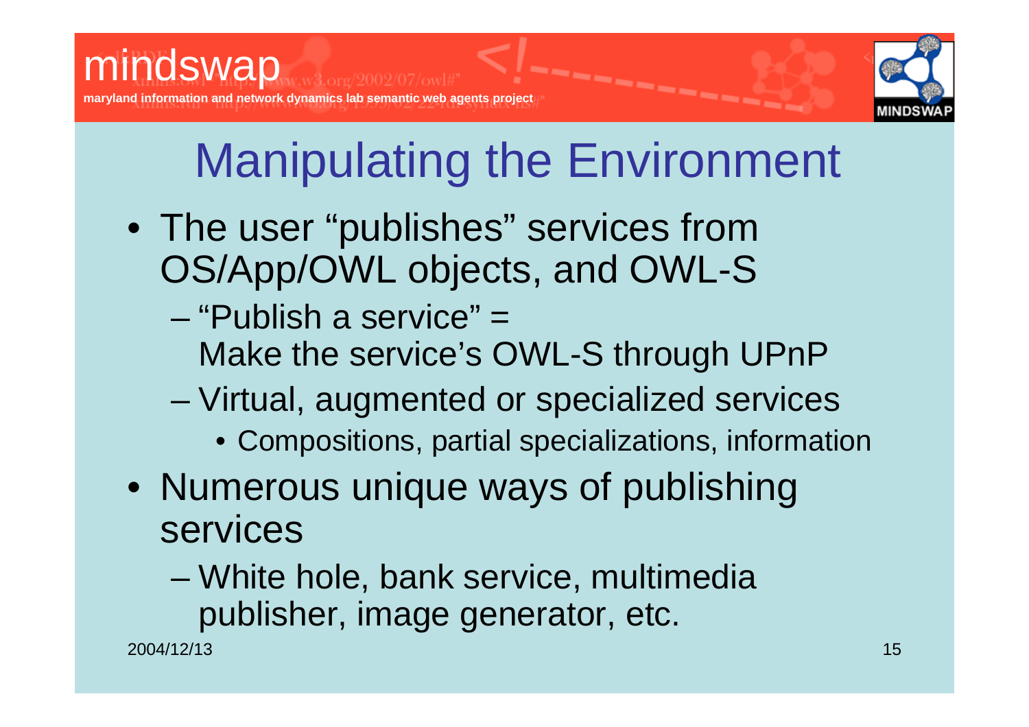# Manipulating the Environment

- The user "publishes" services from OS/App/OWL objects, and OWL-S
  - "Publish a service" = Make the service's OWL-S through UPnP
  - Virtual, augmented or specialized services
    - Compositions, partial specializations, information
- Numerous unique ways of publishing services
  - White hole, bank service, multimedia publisher, image generator, etc.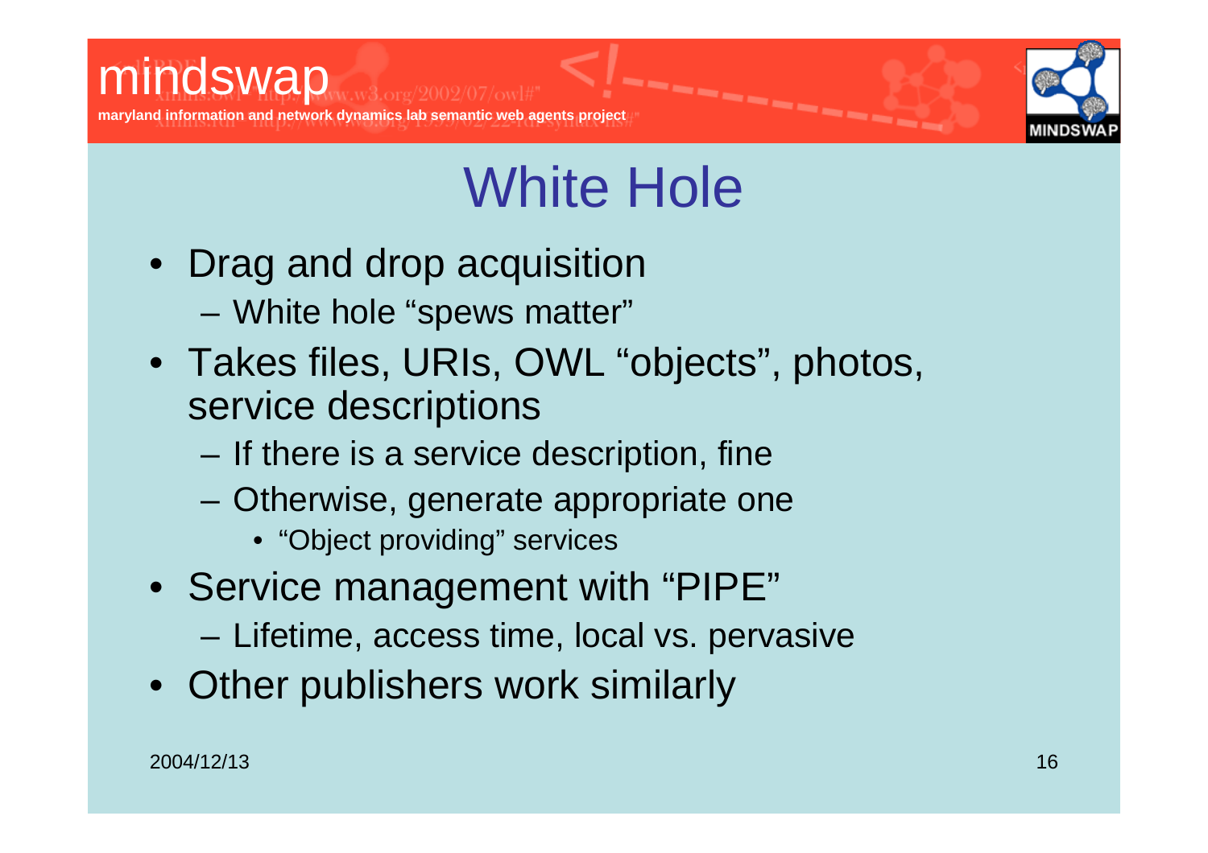# White Hole

- Drag and drop acquisition
  - White hole "spews matter"
- Takes files, URIs, OWL "objects", photos, service descriptions
  - If there is a service description, fine
  - Otherwise, generate appropriate one
    - "Object providing" services
- Service management with "PIPE"
  - Lifetime, access time, local vs. pervasive
- Other publishers work similarly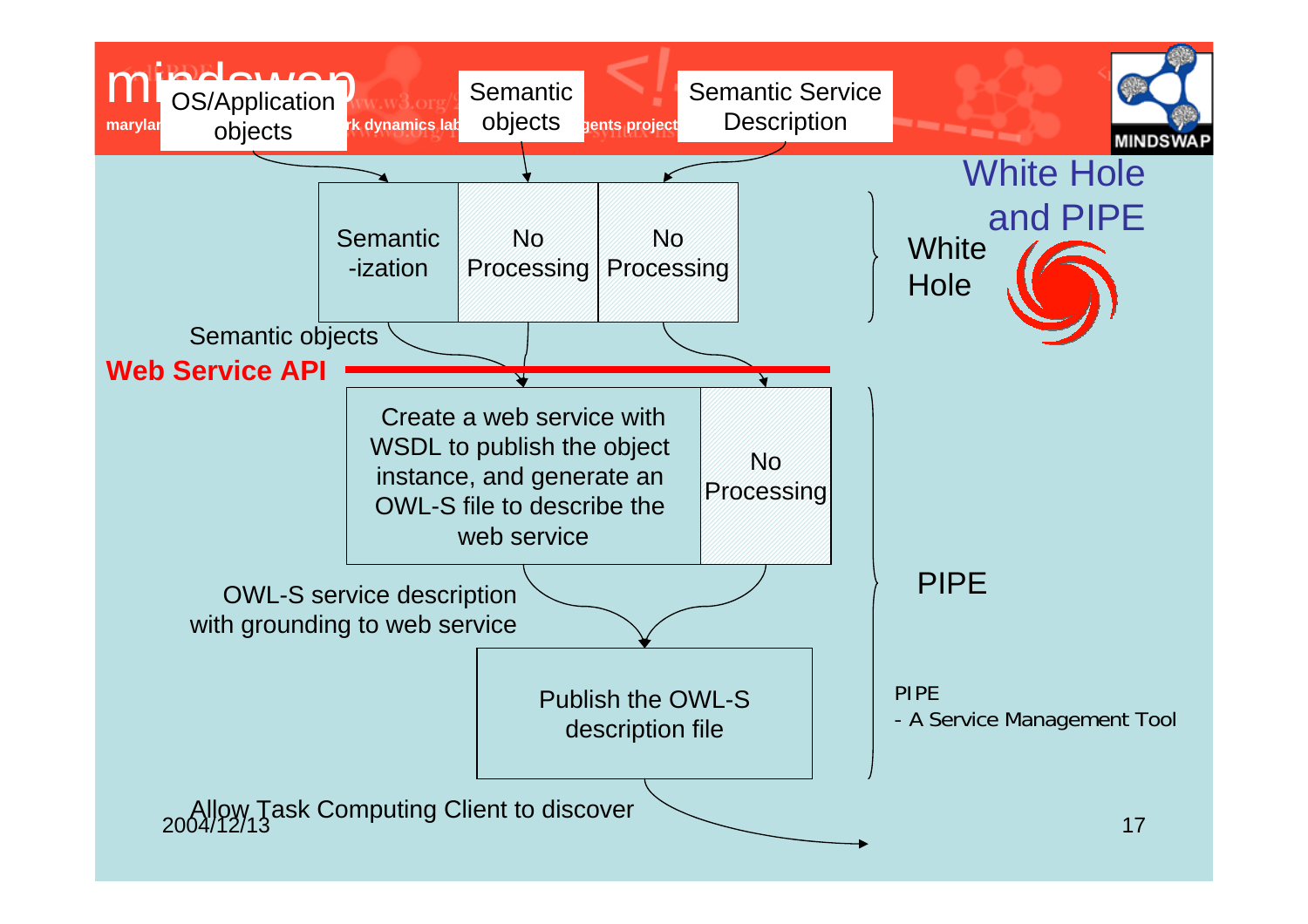# White Hole and PIPE

OS/Application objects

Semantic objects

Semantic Service Description

**White Hole**

| Semantic-ization | No Processing | No Processing |
|---|---|---|

Semantic objects

**Web Service API**

**PIPE**

| Create a web service with WSDL to publish the object instance, and generate an OWL-S file to describe the web service | No Processing |
|---|---|

OWL-S service description with grounding to web service

Publish the OWL-S description file

Allow Task Computing Client to discover

PIPE
- A Service Management Tool

2004/12/13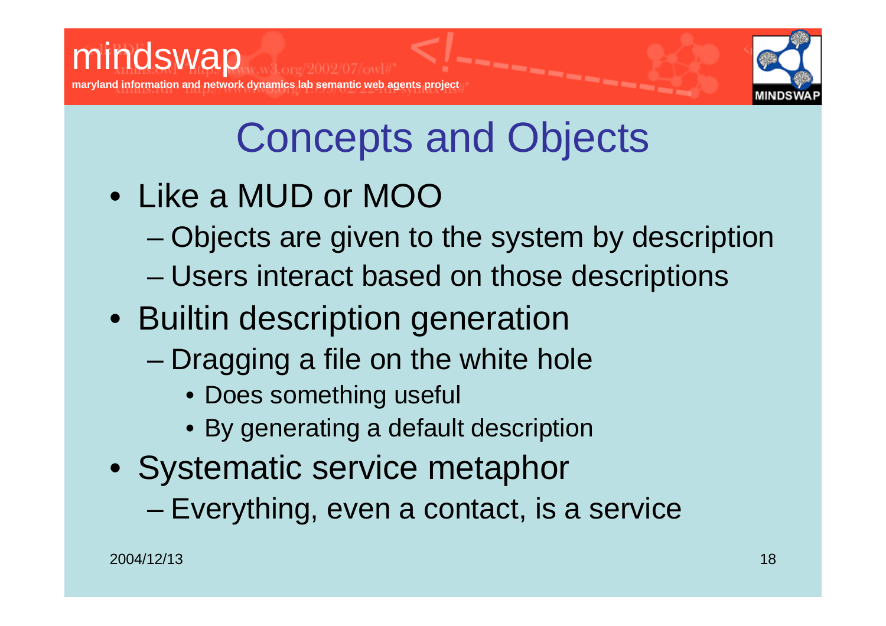# Concepts and Objects

- Like a MUD or MOO
  - Objects are given to the system by description
  - Users interact based on those descriptions
- Builtin description generation
  - Dragging a file on the white hole
    - Does something useful
    - By generating a default description
- Systematic service metaphor
  - Everything, even a contact, is a service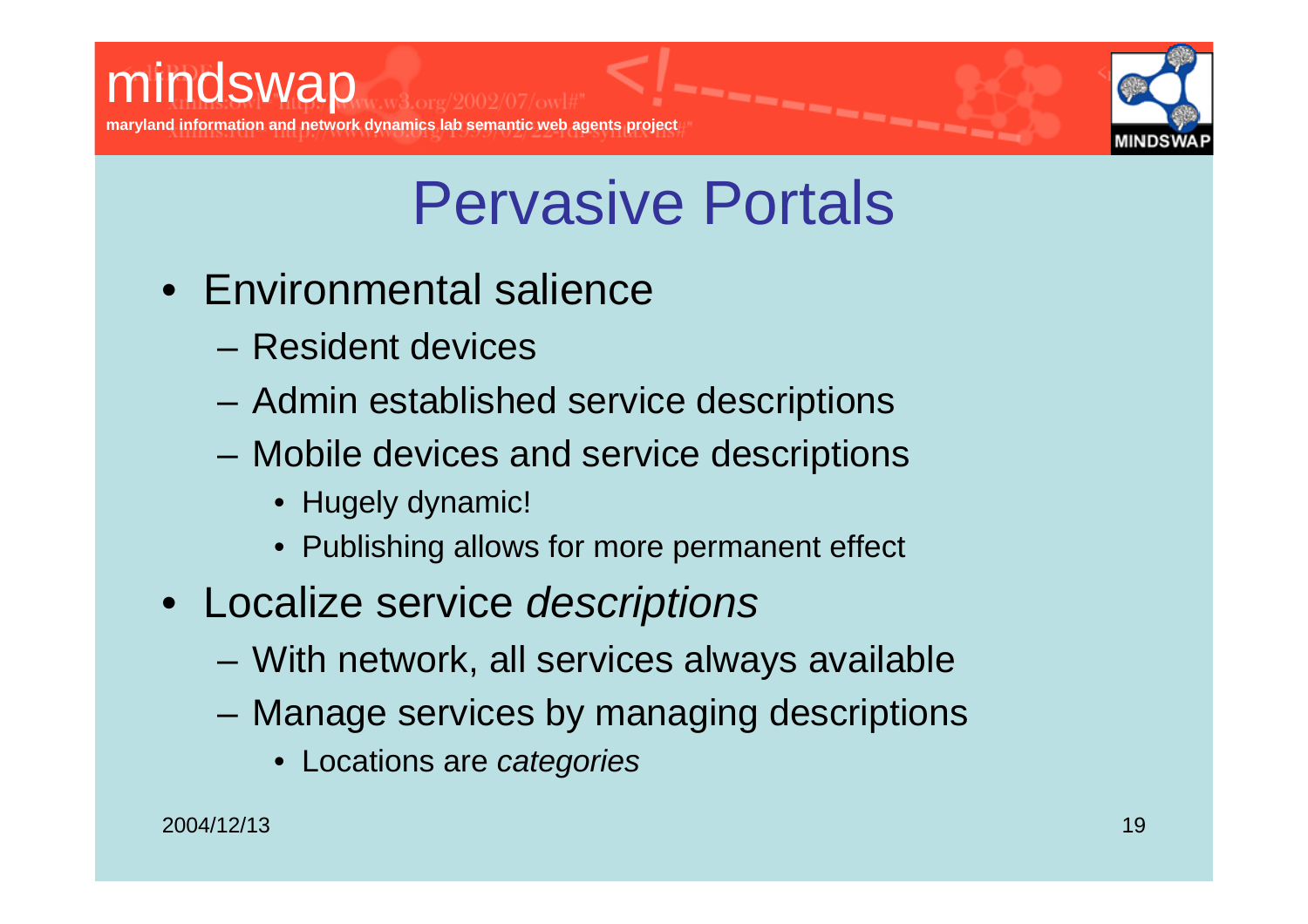# Pervasive Portals

- Environmental salience
  - Resident devices
  - Admin established service descriptions
  - Mobile devices and service descriptions
    - Hugely dynamic!
    - Publishing allows for more permanent effect
- Localize service *descriptions*
  - With network, all services always available
  - Manage services by managing descriptions
    - Locations are *categories*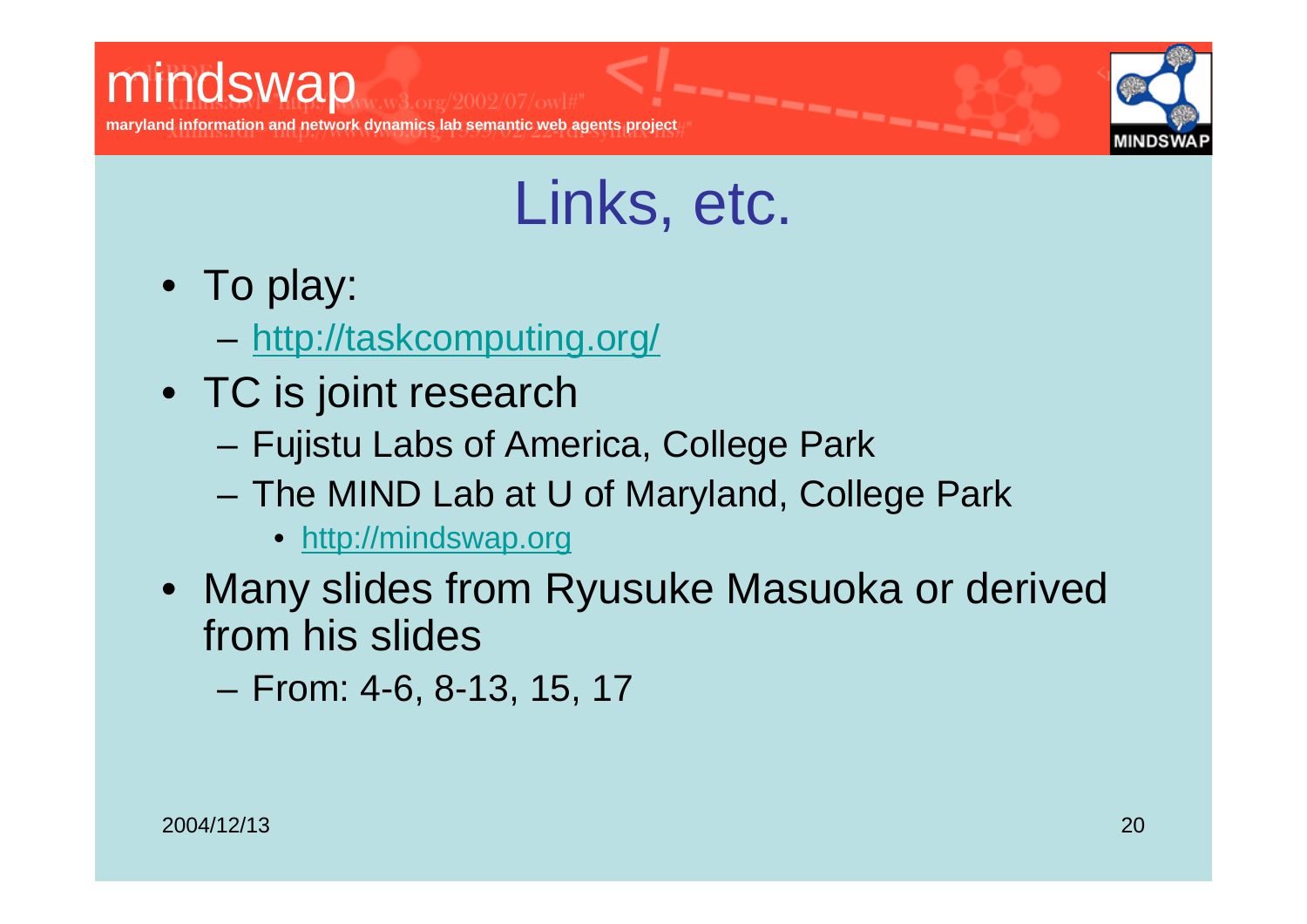# Links, etc.

- To play:
  - http://taskcomputing.org/
- TC is joint research
  - Fujistu Labs of America, College Park
  - The MIND Lab at U of Maryland, College Park
    - http://mindswap.org
- Many slides from Ryusuke Masuoka or derived from his slides
  - From: 4-6, 8-13, 15, 17